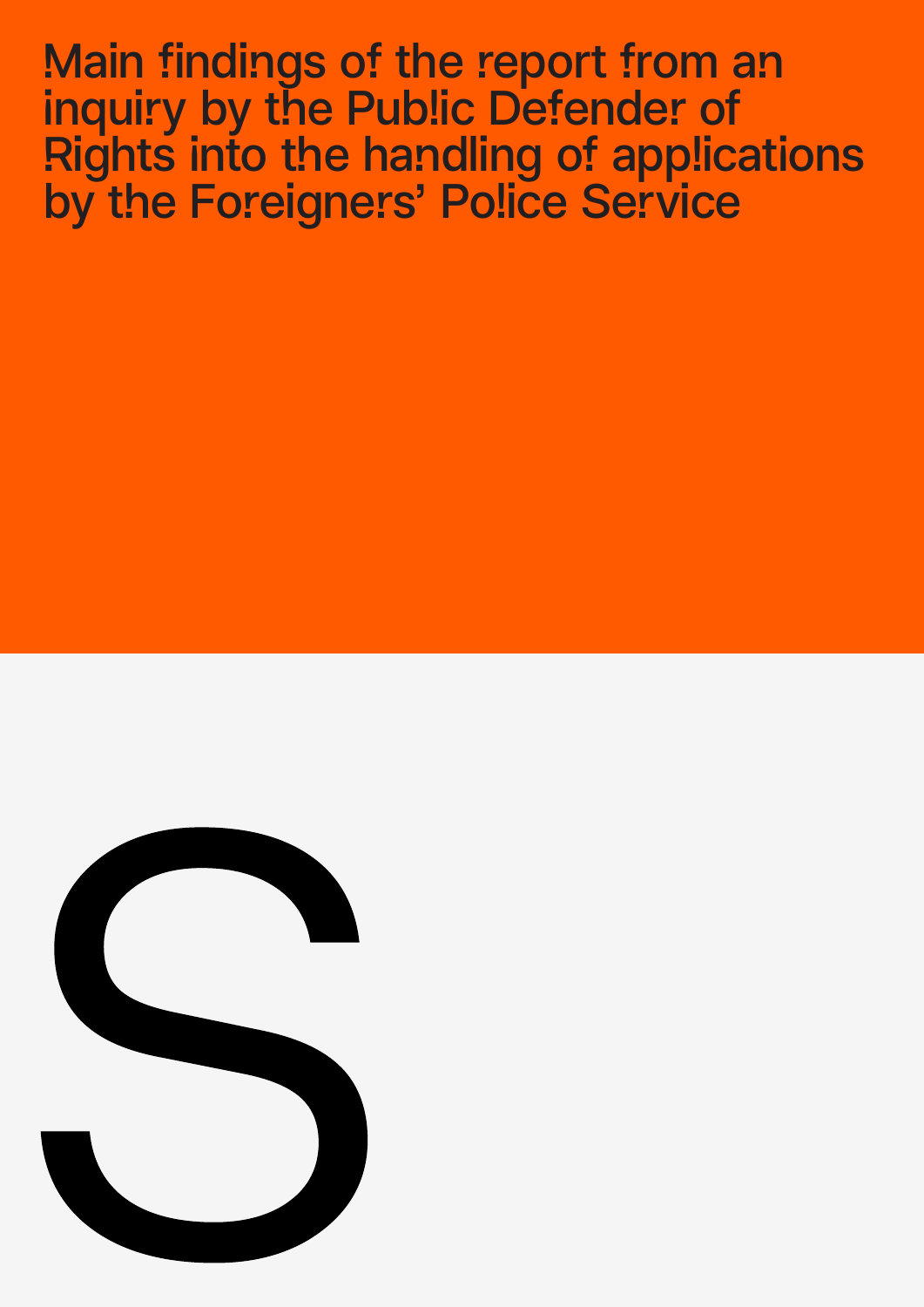# Main findings of the report from an inquiry by the Public Defender of Rights into the handling of applications by the Foreigners' Police Service

S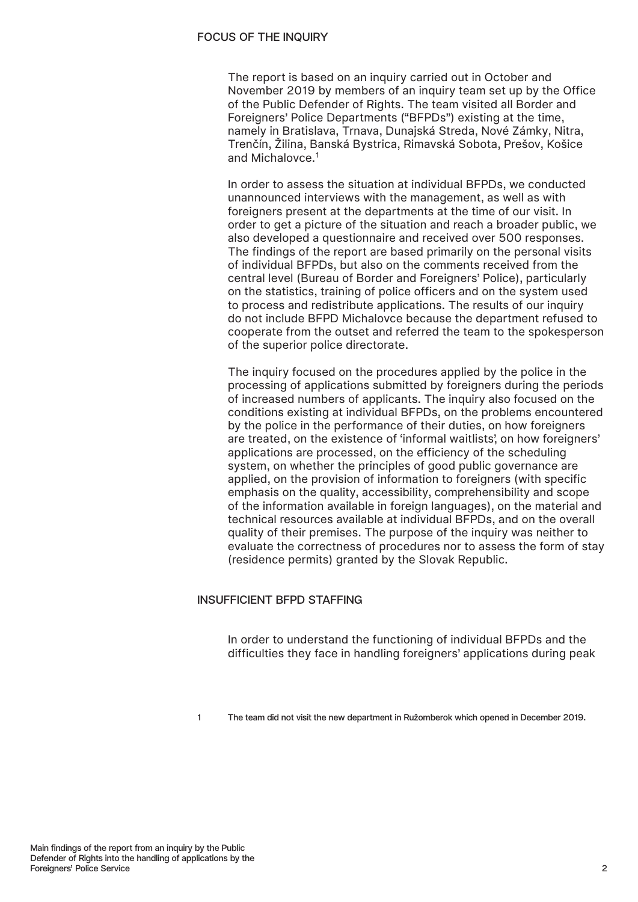## FOCUS OF THE INQUIRY

The report is based on an inquiry carried out in October and November 2019 by members of an inquiry team set up by the Office of the Public Defender of Rights. The team visited all Border and Foreigners' Police Departments ("BFPDs") existing at the time, namely in Bratislava, Trnava, Dunajská Streda, Nové Zámky, Nitra, Trenčín, Žilina, Banská Bystrica, Rimavská Sobota, Prešov, Košice and Michalovce.[1]

In order to assess the situation at individual BFPDs, we conducted unannounced interviews with the management, as well as with foreigners present at the departments at the time of our visit. In order to get a picture of the situation and reach a broader public, we also developed a questionnaire and received over 500 responses. The findings of the report are based primarily on the personal visits of individual BFPDs, but also on the comments received from the central level (Bureau of Border and Foreigners' Police), particularly on the statistics, training of police officers and on the system used to process and redistribute applications. The results of our inquiry do not include BFPD Michalovce because the department refused to cooperate from the outset and referred the team to the spokesperson of the superior police directorate.

The inquiry focused on the procedures applied by the police in the processing of applications submitted by foreigners during the periods of increased numbers of applicants. The inquiry also focused on the conditions existing at individual BFPDs, on the problems encountered by the police in the performance of their duties, on how foreigners are treated, on the existence of 'informal waitlists', on how foreigners' applications are processed, on the efficiency of the scheduling system, on whether the principles of good public governance are applied, on the provision of information to foreigners (with specific emphasis on the quality, accessibility, comprehensibility and scope of the information available in foreign languages), on the material and technical resources available at individual BFPDs, and on the overall quality of their premises. The purpose of the inquiry was neither to evaluate the correctness of procedures nor to assess the form of stay (residence permits) granted by the Slovak Republic.

## INSUFFICIENT BFPD STAFFING

In order to understand the functioning of individual BFPDs and the difficulties they face in handling foreigners' applications during peak

[1] The team did not visit the new department in Ružomberok which opened in December 2019.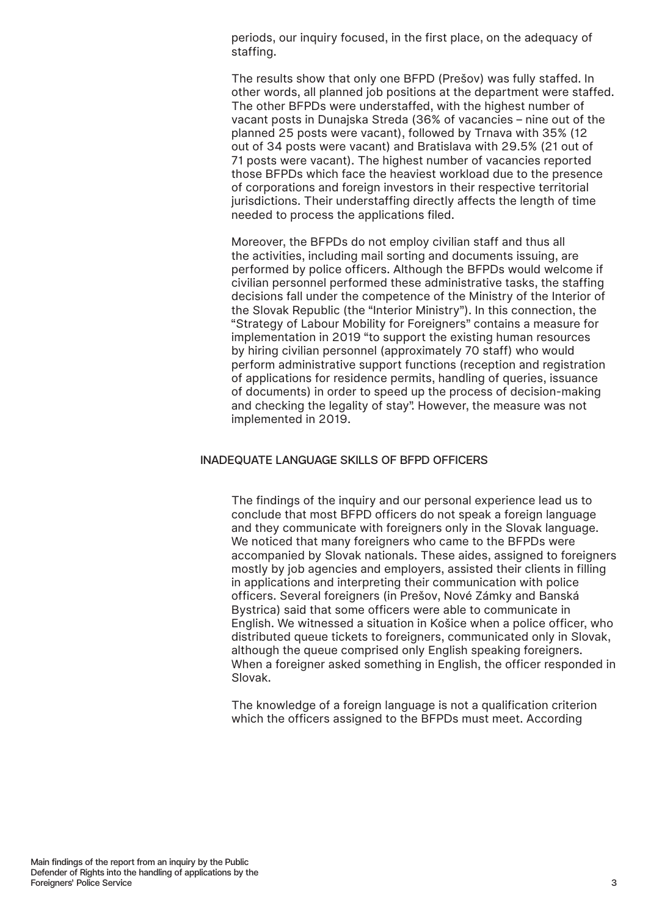periods, our inquiry focused, in the first place, on the adequacy of staffing.

The results show that only one BFPD (Prešov) was fully staffed. In other words, all planned job positions at the department were staffed. The other BFPDs were understaffed, with the highest number of vacant posts in Dunajska Streda (36% of vacancies – nine out of the planned 25 posts were vacant), followed by Trnava with 35% (12 out of 34 posts were vacant) and Bratislava with 29.5% (21 out of 71 posts were vacant). The highest number of vacancies reported those BFPDs which face the heaviest workload due to the presence of corporations and foreign investors in their respective territorial jurisdictions. Their understaffing directly affects the length of time needed to process the applications filed.

Moreover, the BFPDs do not employ civilian staff and thus all the activities, including mail sorting and documents issuing, are performed by police officers. Although the BFPDs would welcome if civilian personnel performed these administrative tasks, the staffing decisions fall under the competence of the Ministry of the Interior of the Slovak Republic (the "Interior Ministry"). In this connection, the "Strategy of Labour Mobility for Foreigners" contains a measure for implementation in 2019 "to support the existing human resources by hiring civilian personnel (approximately 70 staff) who would perform administrative support functions (reception and registration of applications for residence permits, handling of queries, issuance of documents) in order to speed up the process of decision-making and checking the legality of stay". However, the measure was not implemented in 2019.

## INADEQUATE LANGUAGE SKILLS OF BFPD OFFICERS

The findings of the inquiry and our personal experience lead us to conclude that most BFPD officers do not speak a foreign language and they communicate with foreigners only in the Slovak language. We noticed that many foreigners who came to the BFPDs were accompanied by Slovak nationals. These aides, assigned to foreigners mostly by job agencies and employers, assisted their clients in filling in applications and interpreting their communication with police officers. Several foreigners (in Prešov, Nové Zámky and Banská Bystrica) said that some officers were able to communicate in English. We witnessed a situation in Košice when a police officer, who distributed queue tickets to foreigners, communicated only in Slovak, although the queue comprised only English speaking foreigners. When a foreigner asked something in English, the officer responded in Slovak.

The knowledge of a foreign language is not a qualification criterion which the officers assigned to the BFPDs must meet. According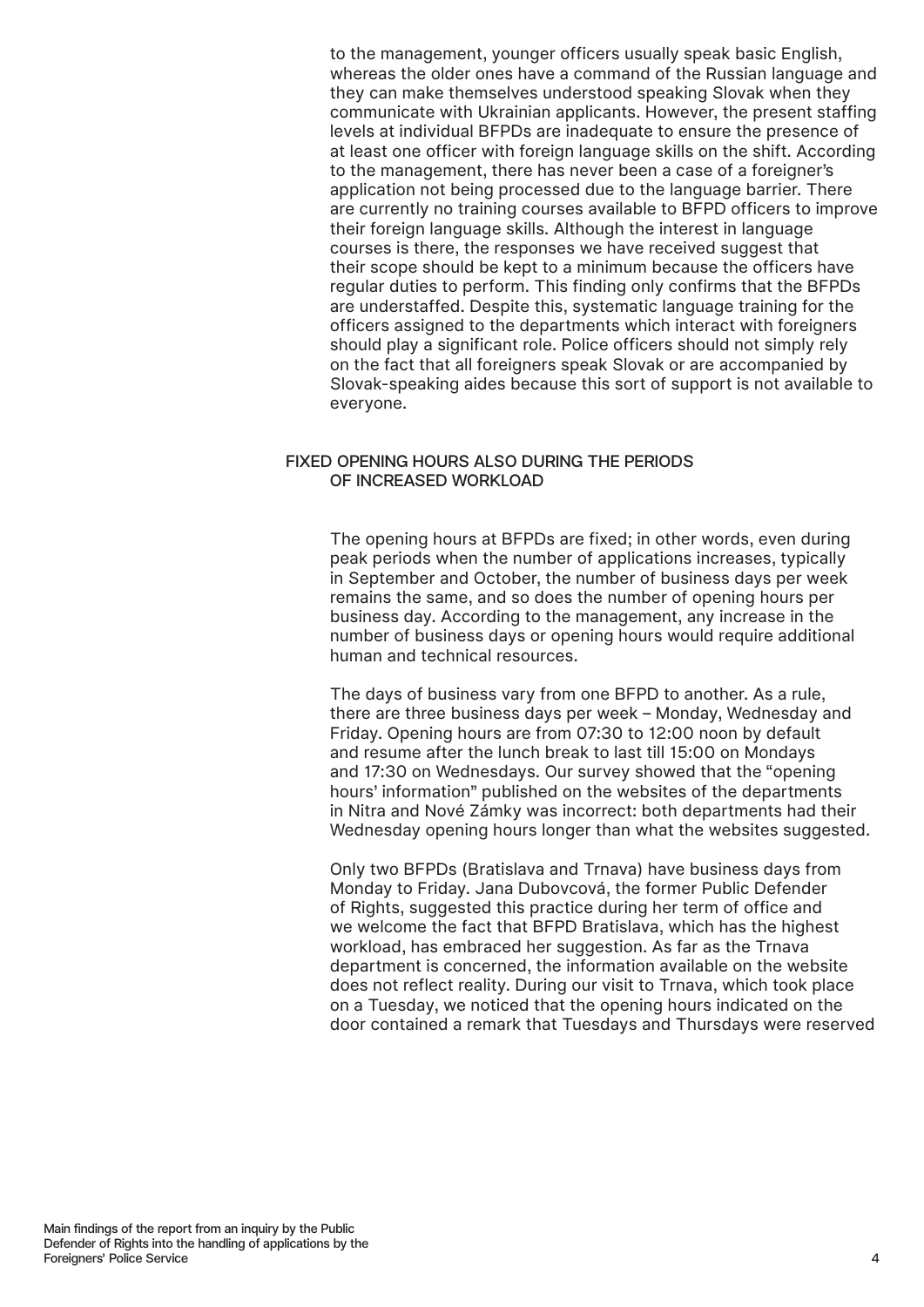to the management, younger officers usually speak basic English, whereas the older ones have a command of the Russian language and they can make themselves understood speaking Slovak when they communicate with Ukrainian applicants. However, the present staffing levels at individual BFPDs are inadequate to ensure the presence of at least one officer with foreign language skills on the shift. According to the management, there has never been a case of a foreigner's application not being processed due to the language barrier. There are currently no training courses available to BFPD officers to improve their foreign language skills. Although the interest in language courses is there, the responses we have received suggest that their scope should be kept to a minimum because the officers have regular duties to perform. This finding only confirms that the BFPDs are understaffed. Despite this, systematic language training for the officers assigned to the departments which interact with foreigners should play a significant role. Police officers should not simply rely on the fact that all foreigners speak Slovak or are accompanied by Slovak-speaking aides because this sort of support is not available to everyone.

## FIXED OPENING HOURS ALSO DURING THE PERIODS OF INCREASED WORKLOAD

The opening hours at BFPDs are fixed; in other words, even during peak periods when the number of applications increases, typically in September and October, the number of business days per week remains the same, and so does the number of opening hours per business day. According to the management, any increase in the number of business days or opening hours would require additional human and technical resources.

The days of business vary from one BFPD to another. As a rule, there are three business days per week – Monday, Wednesday and Friday. Opening hours are from 07:30 to 12:00 noon by default and resume after the lunch break to last till 15:00 on Mondays and 17:30 on Wednesdays. Our survey showed that the "opening hours' information" published on the websites of the departments in Nitra and Nové Zámky was incorrect: both departments had their Wednesday opening hours longer than what the websites suggested.

Only two BFPDs (Bratislava and Trnava) have business days from Monday to Friday. Jana Dubovcová, the former Public Defender of Rights, suggested this practice during her term of office and we welcome the fact that BFPD Bratislava, which has the highest workload, has embraced her suggestion. As far as the Trnava department is concerned, the information available on the website does not reflect reality. During our visit to Trnava, which took place on a Tuesday, we noticed that the opening hours indicated on the door contained a remark that Tuesdays and Thursdays were reserved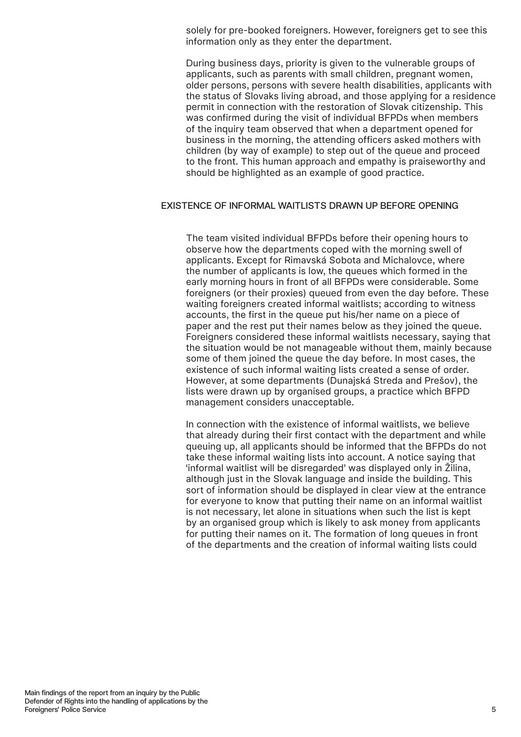solely for pre-booked foreigners. However, foreigners get to see this information only as they enter the department.

During business days, priority is given to the vulnerable groups of applicants, such as parents with small children, pregnant women, older persons, persons with severe health disabilities, applicants with the status of Slovaks living abroad, and those applying for a residence permit in connection with the restoration of Slovak citizenship. This was confirmed during the visit of individual BFPDs when members of the inquiry team observed that when a department opened for business in the morning, the attending officers asked mothers with children (by way of example) to step out of the queue and proceed to the front. This human approach and empathy is praiseworthy and should be highlighted as an example of good practice.

## EXISTENCE OF INFORMAL WAITLISTS DRAWN UP BEFORE OPENING

The team visited individual BFPDs before their opening hours to observe how the departments coped with the morning swell of applicants. Except for Rimavská Sobota and Michalovce, where the number of applicants is low, the queues which formed in the early morning hours in front of all BFPDs were considerable. Some foreigners (or their proxies) queued from even the day before. These waiting foreigners created informal waitlists; according to witness accounts, the first in the queue put his/her name on a piece of paper and the rest put their names below as they joined the queue. Foreigners considered these informal waitlists necessary, saying that the situation would be not manageable without them, mainly because some of them joined the queue the day before. In most cases, the existence of such informal waiting lists created a sense of order. However, at some departments (Dunajská Streda and Prešov), the lists were drawn up by organised groups, a practice which BFPD management considers unacceptable.

In connection with the existence of informal waitlists, we believe that already during their first contact with the department and while queuing up, all applicants should be informed that the BFPDs do not take these informal waiting lists into account. A notice saying that 'informal waitlist will be disregarded' was displayed only in Žilina, although just in the Slovak language and inside the building. This sort of information should be displayed in clear view at the entrance for everyone to know that putting their name on an informal waitlist is not necessary, let alone in situations when such the list is kept by an organised group which is likely to ask money from applicants for putting their names on it. The formation of long queues in front of the departments and the creation of informal waiting lists could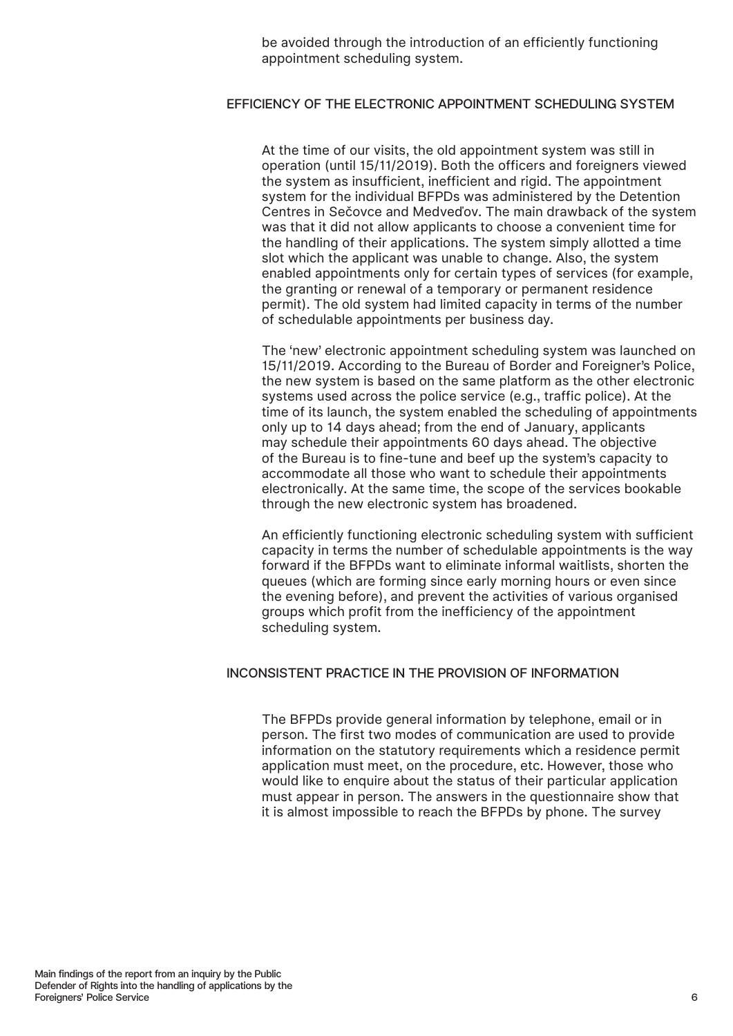be avoided through the introduction of an efficiently functioning appointment scheduling system.

## EFFICIENCY OF THE ELECTRONIC APPOINTMENT SCHEDULING SYSTEM

At the time of our visits, the old appointment system was still in operation (until 15/11/2019). Both the officers and foreigners viewed the system as insufficient, inefficient and rigid. The appointment system for the individual BFPDs was administered by the Detention Centres in Sečovce and Medveďov. The main drawback of the system was that it did not allow applicants to choose a convenient time for the handling of their applications. The system simply allotted a time slot which the applicant was unable to change. Also, the system enabled appointments only for certain types of services (for example, the granting or renewal of a temporary or permanent residence permit). The old system had limited capacity in terms of the number of schedulable appointments per business day.

The 'new' electronic appointment scheduling system was launched on 15/11/2019. According to the Bureau of Border and Foreigner's Police, the new system is based on the same platform as the other electronic systems used across the police service (e.g., traffic police). At the time of its launch, the system enabled the scheduling of appointments only up to 14 days ahead; from the end of January, applicants may schedule their appointments 60 days ahead. The objective of the Bureau is to fine-tune and beef up the system's capacity to accommodate all those who want to schedule their appointments electronically. At the same time, the scope of the services bookable through the new electronic system has broadened.

An efficiently functioning electronic scheduling system with sufficient capacity in terms the number of schedulable appointments is the way forward if the BFPDs want to eliminate informal waitlists, shorten the queues (which are forming since early morning hours or even since the evening before), and prevent the activities of various organised groups which profit from the inefficiency of the appointment scheduling system.

## INCONSISTENT PRACTICE IN THE PROVISION OF INFORMATION

The BFPDs provide general information by telephone, email or in person. The first two modes of communication are used to provide information on the statutory requirements which a residence permit application must meet, on the procedure, etc. However, those who would like to enquire about the status of their particular application must appear in person. The answers in the questionnaire show that it is almost impossible to reach the BFPDs by phone. The survey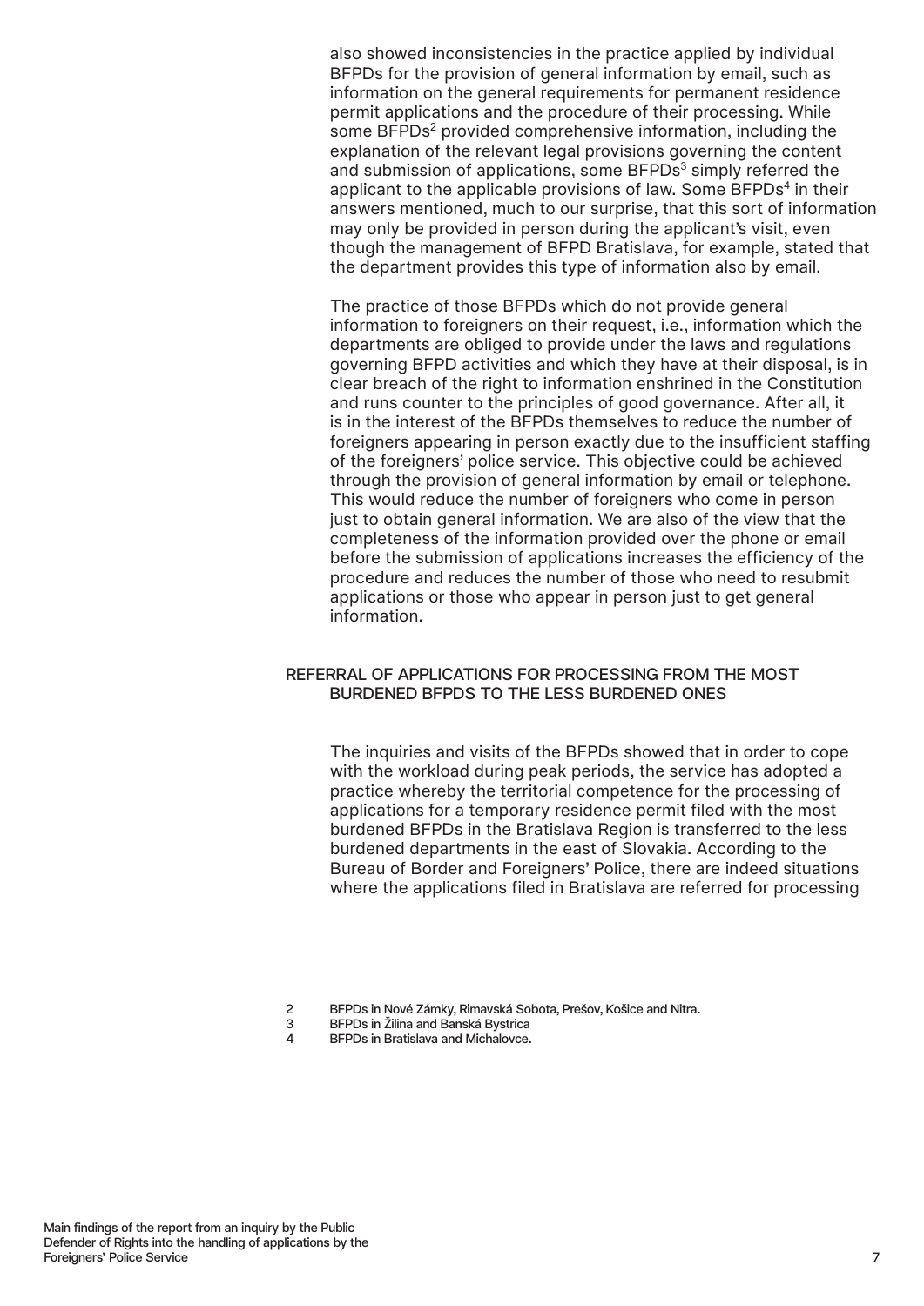also showed inconsistencies in the practice applied by individual BFPDs for the provision of general information by email, such as information on the general requirements for permanent residence permit applications and the procedure of their processing. While some BFPDs[2] provided comprehensive information, including the explanation of the relevant legal provisions governing the content and submission of applications, some BFPDs[3] simply referred the applicant to the applicable provisions of law. Some BFPDs[4] in their answers mentioned, much to our surprise, that this sort of information may only be provided in person during the applicant's visit, even though the management of BFPD Bratislava, for example, stated that the department provides this type of information also by email.

The practice of those BFPDs which do not provide general information to foreigners on their request, i.e., information which the departments are obliged to provide under the laws and regulations governing BFPD activities and which they have at their disposal, is in clear breach of the right to information enshrined in the Constitution and runs counter to the principles of good governance. After all, it is in the interest of the BFPDs themselves to reduce the number of foreigners appearing in person exactly due to the insufficient staffing of the foreigners' police service. This objective could be achieved through the provision of general information by email or telephone. This would reduce the number of foreigners who come in person just to obtain general information. We are also of the view that the completeness of the information provided over the phone or email before the submission of applications increases the efficiency of the procedure and reduces the number of those who need to resubmit applications or those who appear in person just to get general information.

## REFERRAL OF APPLICATIONS FOR PROCESSING FROM THE MOST BURDENED BFPDS TO THE LESS BURDENED ONES

The inquiries and visits of the BFPDs showed that in order to cope with the workload during peak periods, the service has adopted a practice whereby the territorial competence for the processing of applications for a temporary residence permit filed with the most burdened BFPDs in the Bratislava Region is transferred to the less burdened departments in the east of Slovakia. According to the Bureau of Border and Foreigners' Police, there are indeed situations where the applications filed in Bratislava are referred for processing

2 BFPDs in Nové Zámky, Rimavská Sobota, Prešov, Košice and Nitra.
3 BFPDs in Žilina and Banská Bystrica
4 BFPDs in Bratislava and Michalovce.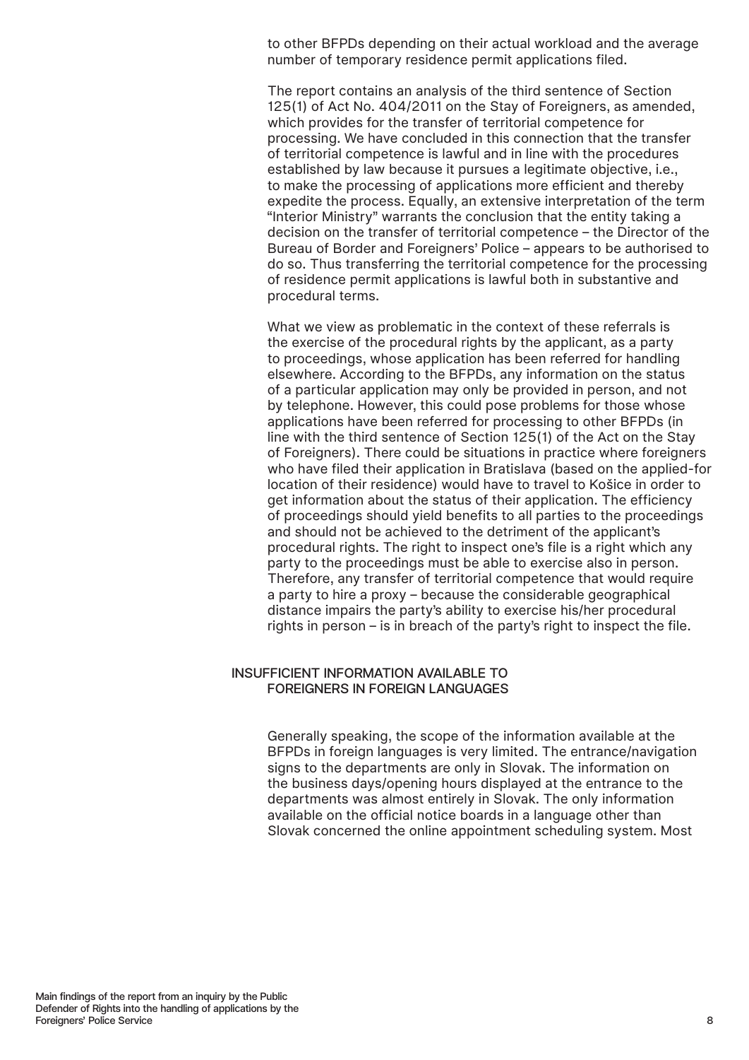to other BFPDs depending on their actual workload and the average number of temporary residence permit applications filed.

The report contains an analysis of the third sentence of Section 125(1) of Act No. 404/2011 on the Stay of Foreigners, as amended, which provides for the transfer of territorial competence for processing. We have concluded in this connection that the transfer of territorial competence is lawful and in line with the procedures established by law because it pursues a legitimate objective, i.e., to make the processing of applications more efficient and thereby expedite the process. Equally, an extensive interpretation of the term "Interior Ministry" warrants the conclusion that the entity taking a decision on the transfer of territorial competence – the Director of the Bureau of Border and Foreigners' Police – appears to be authorised to do so. Thus transferring the territorial competence for the processing of residence permit applications is lawful both in substantive and procedural terms.

What we view as problematic in the context of these referrals is the exercise of the procedural rights by the applicant, as a party to proceedings, whose application has been referred for handling elsewhere. According to the BFPDs, any information on the status of a particular application may only be provided in person, and not by telephone. However, this could pose problems for those whose applications have been referred for processing to other BFPDs (in line with the third sentence of Section 125(1) of the Act on the Stay of Foreigners). There could be situations in practice where foreigners who have filed their application in Bratislava (based on the applied-for location of their residence) would have to travel to Košice in order to get information about the status of their application. The efficiency of proceedings should yield benefits to all parties to the proceedings and should not be achieved to the detriment of the applicant's procedural rights. The right to inspect one's file is a right which any party to the proceedings must be able to exercise also in person. Therefore, any transfer of territorial competence that would require a party to hire a proxy – because the considerable geographical distance impairs the party's ability to exercise his/her procedural rights in person – is in breach of the party's right to inspect the file.

## INSUFFICIENT INFORMATION AVAILABLE TO FOREIGNERS IN FOREIGN LANGUAGES

Generally speaking, the scope of the information available at the BFPDs in foreign languages is very limited. The entrance/navigation signs to the departments are only in Slovak. The information on the business days/opening hours displayed at the entrance to the departments was almost entirely in Slovak. The only information available on the official notice boards in a language other than Slovak concerned the online appointment scheduling system. Most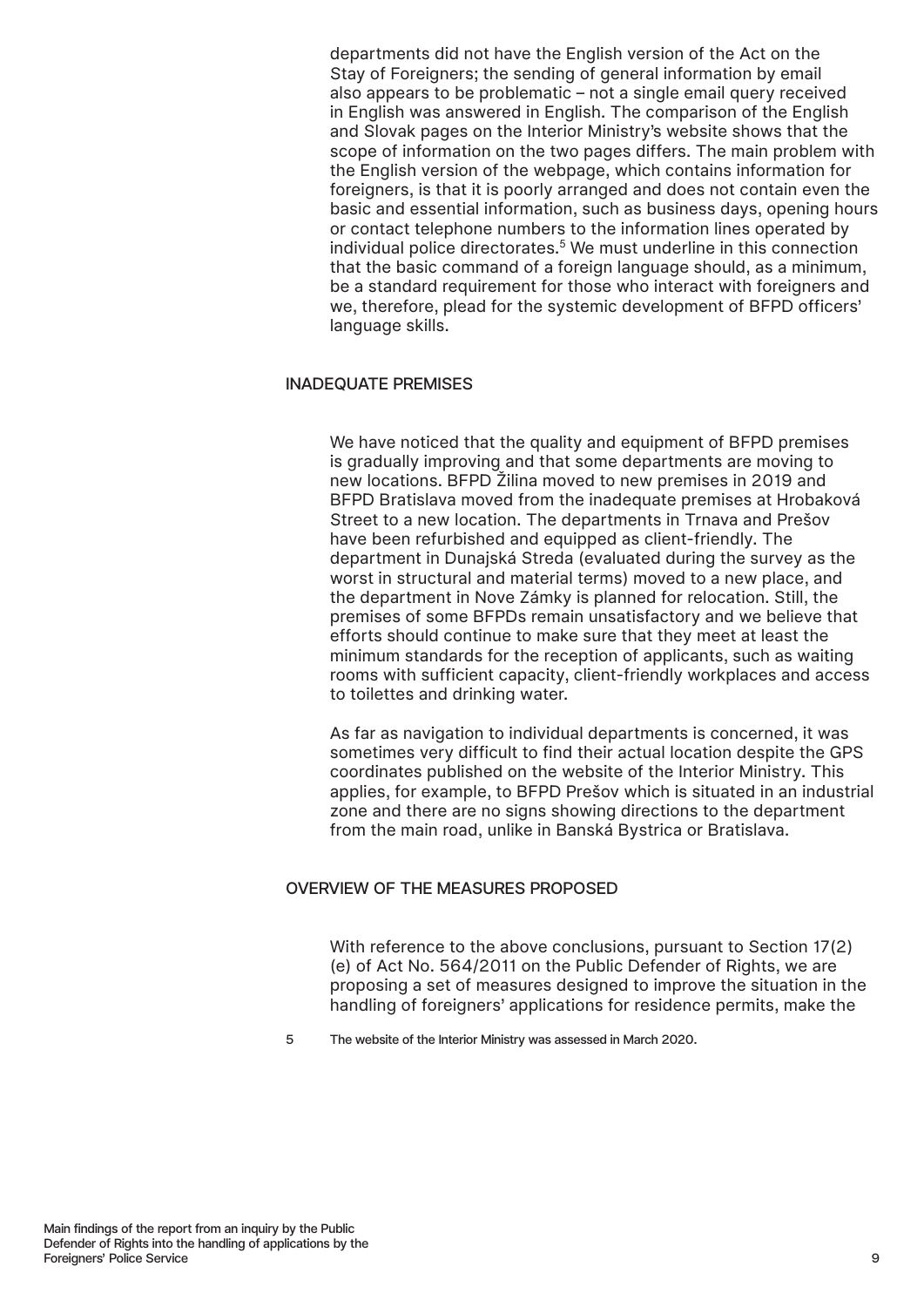departments did not have the English version of the Act on the Stay of Foreigners; the sending of general information by email also appears to be problematic – not a single email query received in English was answered in English. The comparison of the English and Slovak pages on the Interior Ministry's website shows that the scope of information on the two pages differs. The main problem with the English version of the webpage, which contains information for foreigners, is that it is poorly arranged and does not contain even the basic and essential information, such as business days, opening hours or contact telephone numbers to the information lines operated by individual police directorates.[5] We must underline in this connection that the basic command of a foreign language should, as a minimum, be a standard requirement for those who interact with foreigners and we, therefore, plead for the systemic development of BFPD officers' language skills.

## INADEQUATE PREMISES

We have noticed that the quality and equipment of BFPD premises is gradually improving and that some departments are moving to new locations. BFPD Žilina moved to new premises in 2019 and BFPD Bratislava moved from the inadequate premises at Hrobaková Street to a new location. The departments in Trnava and Prešov have been refurbished and equipped as client-friendly. The department in Dunajská Streda (evaluated during the survey as the worst in structural and material terms) moved to a new place, and the department in Nove Zámky is planned for relocation. Still, the premises of some BFPDs remain unsatisfactory and we believe that efforts should continue to make sure that they meet at least the minimum standards for the reception of applicants, such as waiting rooms with sufficient capacity, client-friendly workplaces and access to toilettes and drinking water.

As far as navigation to individual departments is concerned, it was sometimes very difficult to find their actual location despite the GPS coordinates published on the website of the Interior Ministry. This applies, for example, to BFPD Prešov which is situated in an industrial zone and there are no signs showing directions to the department from the main road, unlike in Banská Bystrica or Bratislava.

## OVERVIEW OF THE MEASURES PROPOSED

With reference to the above conclusions, pursuant to Section 17(2)(e) of Act No. 564/2011 on the Public Defender of Rights, we are proposing a set of measures designed to improve the situation in the handling of foreigners' applications for residence permits, make the

5 The website of the Interior Ministry was assessed in March 2020.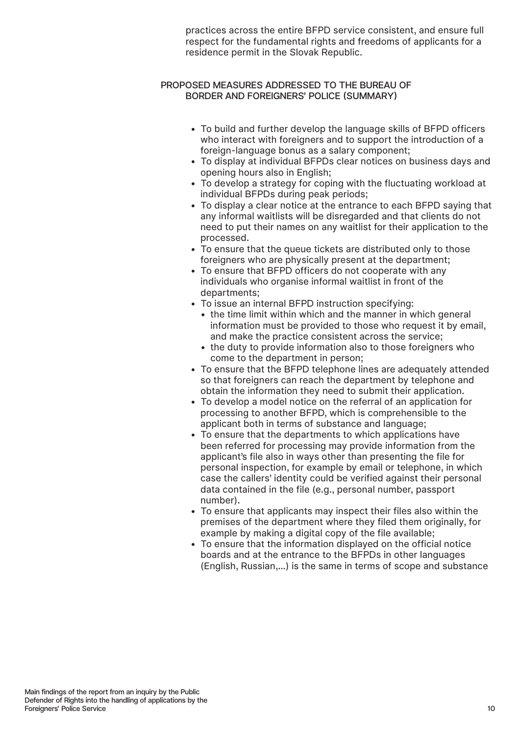practices across the entire BFPD service consistent, and ensure full respect for the fundamental rights and freedoms of applicants for a residence permit in the Slovak Republic.

## PROPOSED MEASURES ADDRESSED TO THE BUREAU OF BORDER AND FOREIGNERS' POLICE (SUMMARY)

- To build and further develop the language skills of BFPD officers who interact with foreigners and to support the introduction of a foreign-language bonus as a salary component;
- To display at individual BFPDs clear notices on business days and opening hours also in English;
- To develop a strategy for coping with the fluctuating workload at individual BFPDs during peak periods;
- To display a clear notice at the entrance to each BFPD saying that any informal waitlists will be disregarded and that clients do not need to put their names on any waitlist for their application to the processed.
- To ensure that the queue tickets are distributed only to those foreigners who are physically present at the department;
- To ensure that BFPD officers do not cooperate with any individuals who organise informal waitlist in front of the departments;
- To issue an internal BFPD instruction specifying:
  - the time limit within which and the manner in which general information must be provided to those who request it by email, and make the practice consistent across the service;
  - the duty to provide information also to those foreigners who come to the department in person;
- To ensure that the BFPD telephone lines are adequately attended so that foreigners can reach the department by telephone and obtain the information they need to submit their application.
- To develop a model notice on the referral of an application for processing to another BFPD, which is comprehensible to the applicant both in terms of substance and language;
- To ensure that the departments to which applications have been referred for processing may provide information from the applicant's file also in ways other than presenting the file for personal inspection, for example by email or telephone, in which case the callers' identity could be verified against their personal data contained in the file (e.g., personal number, passport number).
- To ensure that applicants may inspect their files also within the premises of the department where they filed them originally, for example by making a digital copy of the file available;
- To ensure that the information displayed on the official notice boards and at the entrance to the BFPDs in other languages (English, Russian,...) is the same in terms of scope and substance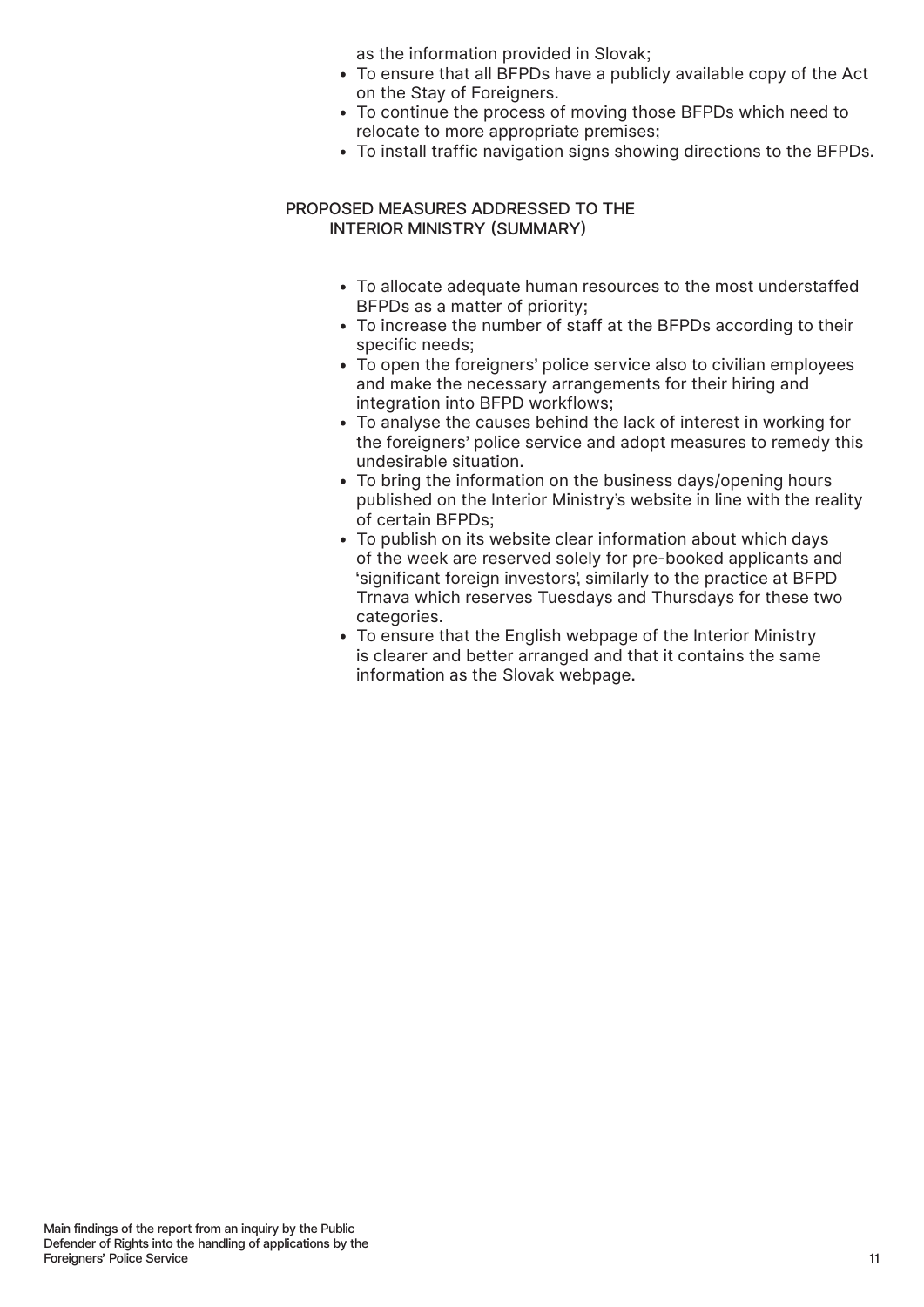as the information provided in Slovak;

- To ensure that all BFPDs have a publicly available copy of the Act on the Stay of Foreigners.
- To continue the process of moving those BFPDs which need to relocate to more appropriate premises;
- To install traffic navigation signs showing directions to the BFPDs.

## PROPOSED MEASURES ADDRESSED TO THE INTERIOR MINISTRY (SUMMARY)

- To allocate adequate human resources to the most understaffed BFPDs as a matter of priority;
- To increase the number of staff at the BFPDs according to their specific needs;
- To open the foreigners' police service also to civilian employees and make the necessary arrangements for their hiring and integration into BFPD workflows;
- To analyse the causes behind the lack of interest in working for the foreigners' police service and adopt measures to remedy this undesirable situation.
- To bring the information on the business days/opening hours published on the Interior Ministry's website in line with the reality of certain BFPDs;
- To publish on its website clear information about which days of the week are reserved solely for pre-booked applicants and 'significant foreign investors', similarly to the practice at BFPD Trnava which reserves Tuesdays and Thursdays for these two categories.
- To ensure that the English webpage of the Interior Ministry is clearer and better arranged and that it contains the same information as the Slovak webpage.